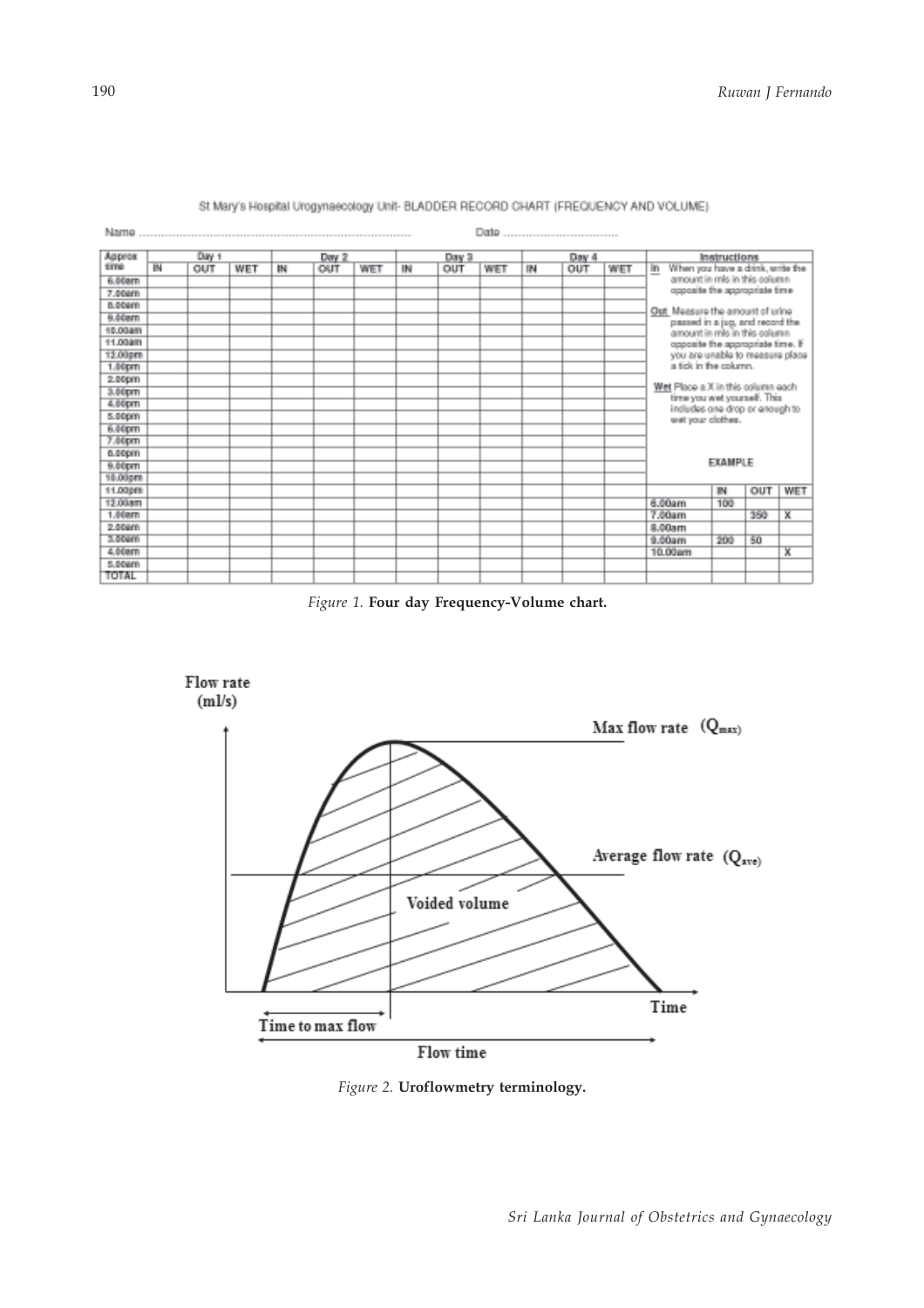St Mary's Hospital Urogynaecology Unit- BLADDER RECORD CHART (FREQUENCY AND VOLUME)

Name ........................................................................................ Date ....................................

| Approx time | Day 1 | | | Day 2 | | | Day 3 | | | Day 4 | | |
|---|---|---|---|---|---|---|---|---|---|---|---|---|
| | IN | OUT | WET | IN | OUT | WET | IN | OUT | WET | IN | OUT | WET |
| 6.00am | | | | | | | | | | | | |
| 7.00am | | | | | | | | | | | | |
| 8.00am | | | | | | | | | | | | |
| 9.00am | | | | | | | | | | | | |
| 10.00am | | | | | | | | | | | | |
| 11.00am | | | | | | | | | | | | |
| 12.00pm | | | | | | | | | | | | |
| 1.00pm | | | | | | | | | | | | |
| 2.00pm | | | | | | | | | | | | |
| 3.00pm | | | | | | | | | | | | |
| 4.00pm | | | | | | | | | | | | |
| 5.00pm | | | | | | | | | | | | |
| 6.00pm | | | | | | | | | | | | |
| 7.00pm | | | | | | | | | | | | |
| 8.00pm | | | | | | | | | | | | |
| 9.00pm | | | | | | | | | | | | |
| 10.00pm | | | | | | | | | | | | |
| 11.00pm | | | | | | | | | | | | |
| 12.00am | | | | | | | | | | | | |
| 1.00am | | | | | | | | | | | | |
| 2.00am | | | | | | | | | | | | |
| 3.00am | | | | | | | | | | | | |
| 4.00am | | | | | | | | | | | | |
| 5.00am | | | | | | | | | | | | |
| TOTAL | | | | | | | | | | | | |

**Instructions**

In When you have a drink, write the amount in mls in this column opposite the appropriate time

Out Measure the amount of urine passed in a jug, and record the amount in mls in this column opposite the appropriate time. If you are unable to measure place a tick in the column.

Wet Place a X in this column each time you wet yourself. This includes one drop or enough to wet your clothes.

EXAMPLE

| | IN | OUT | WET |
|---|---|---|---|
| 6.00am | 100 | | |
| 7.00am | | 350 | X |
| 8.00am | | | |
| 9.00am | 200 | 50 | |
| 10.00am | | | X |

*Figure 1.* **Four day Frequency-Volume chart.**

Flow rate (ml/s)

Max flow rate ($Q_{max}$)

Average flow rate ($Q_{ave}$)

Voided volume

Time

Time to max flow

Flow time

*Figure 2.* **Uroflowmetry terminology.**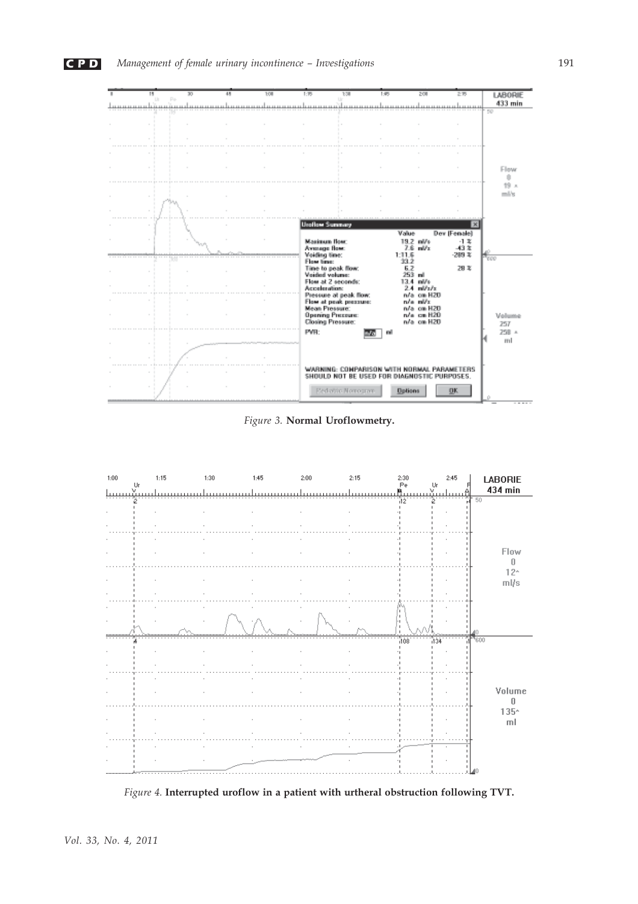*Figure 3.* **Normal Uroflowmetry.**

*Figure 4.* **Interrupted uroflow in a patient with urtheral obstruction following TVT.**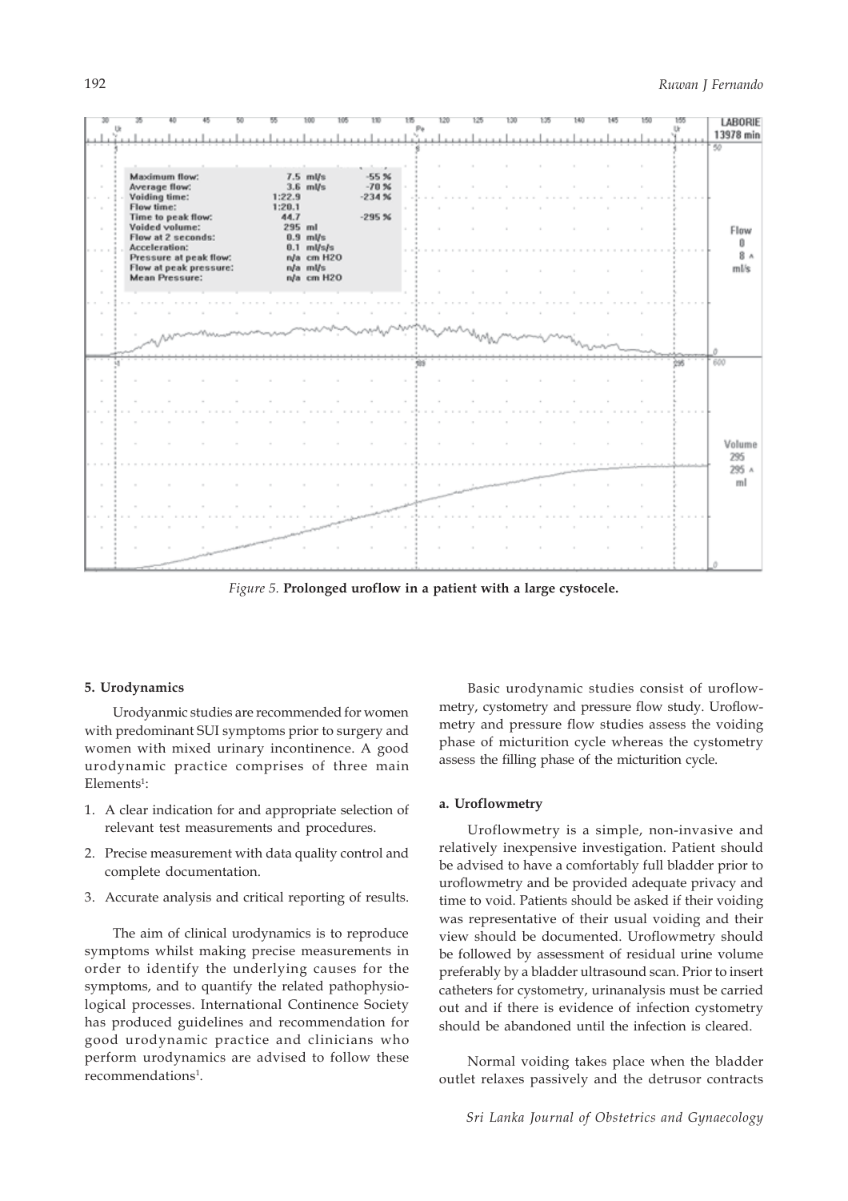*Figure 5.* **Prolonged uroflow in a patient with a large cystocele.**

**5. Urodynamics**

Urodyanmic studies are recommended for women with predominant SUI symptoms prior to surgery and women with mixed urinary incontinence. A good urodynamic practice comprises of three main Elements[1]:

1. A clear indication for and appropriate selection of relevant test measurements and procedures.
2. Precise measurement with data quality control and complete documentation.
3. Accurate analysis and critical reporting of results.

The aim of clinical urodynamics is to reproduce symptoms whilst making precise measurements in order to identify the underlying causes for the symptoms, and to quantify the related pathophysiological processes. International Continence Society has produced guidelines and recommendation for good urodynamic practice and clinicians who perform urodynamics are advised to follow these recommendations[1].

Basic urodynamic studies consist of uroflowmetry, cystometry and pressure flow study. Uroflowmetry and pressure flow studies assess the voiding phase of micturition cycle whereas the cystometry assess the filling phase of the micturition cycle.

**a. Uroflowmetry**

Uroflowmetry is a simple, non-invasive and relatively inexpensive investigation. Patient should be advised to have a comfortably full bladder prior to uroflowmetry and be provided adequate privacy and time to void. Patients should be asked if their voiding was representative of their usual voiding and their view should be documented. Uroflowmetry should be followed by assessment of residual urine volume preferably by a bladder ultrasound scan. Prior to insert catheters for cystometry, urinanalysis must be carried out and if there is evidence of infection cystometry should be abandoned until the infection is cleared.

Normal voiding takes place when the bladder outlet relaxes passively and the detrusor contracts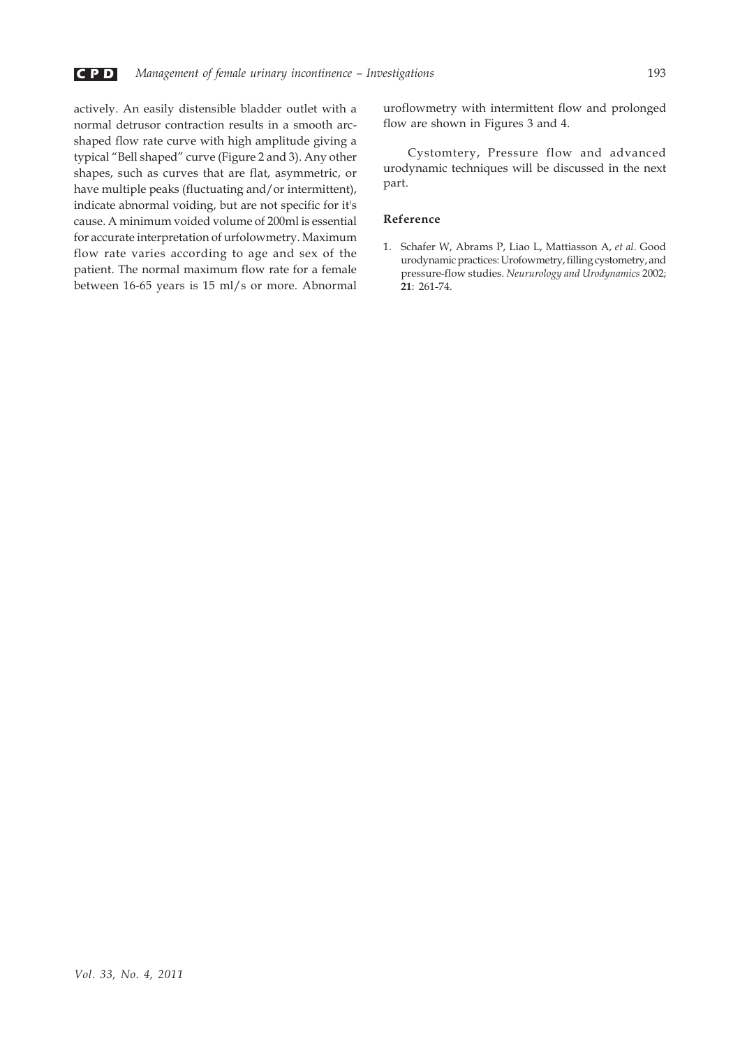actively. An easily distensible bladder outlet with a normal detrusor contraction results in a smooth arc-shaped flow rate curve with high amplitude giving a typical "Bell shaped" curve (Figure 2 and 3). Any other shapes, such as curves that are flat, asymmetric, or have multiple peaks (fluctuating and/or intermittent), indicate abnormal voiding, but are not specific for it's cause. A minimum voided volume of 200ml is essential for accurate interpretation of urfolowmetry. Maximum flow rate varies according to age and sex of the patient. The normal maximum flow rate for a female between 16-65 years is 15 ml/s or more. Abnormal uroflowmetry with intermittent flow and prolonged flow are shown in Figures 3 and 4.

Cystomtery, Pressure flow and advanced urodynamic techniques will be discussed in the next part.

## Reference

1. Schafer W, Abrams P, Liao L, Mattiasson A, *et al*. Good urodynamic practices: Urofowmetry, filling cystometry, and pressure-flow studies. *Neururology and Urodynamics* 2002; **21**: 261-74.